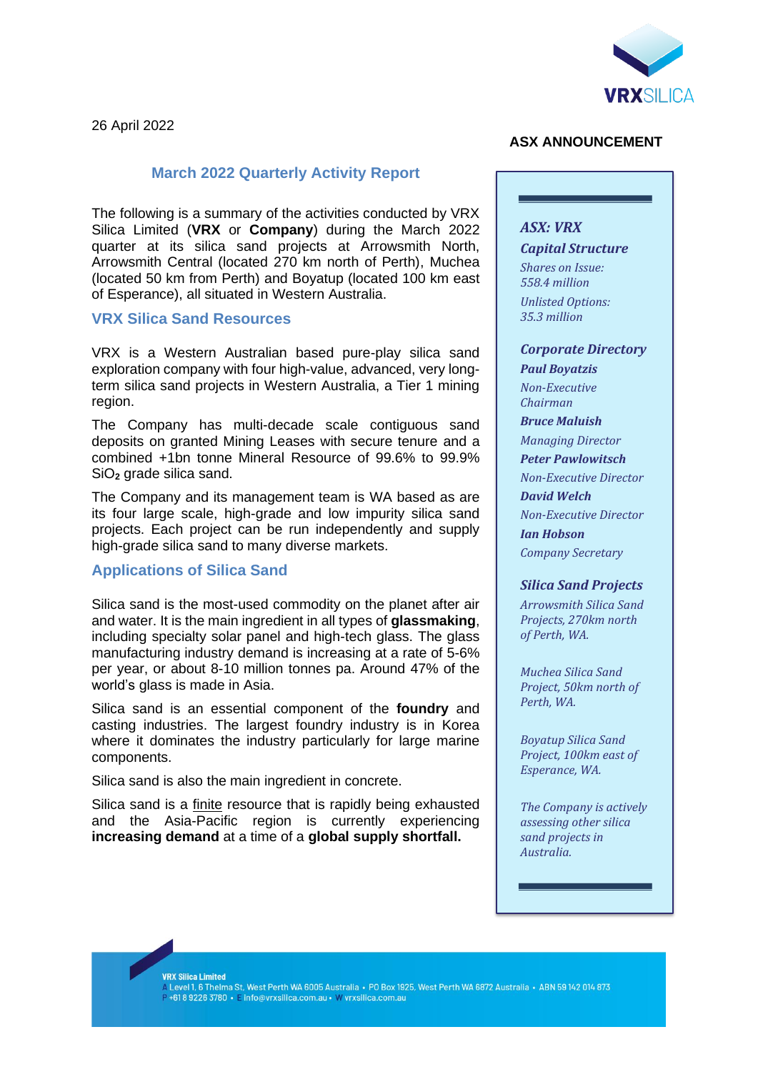26 April 2022

**ASX ANNOUNCEMENT**

## March 2022 Quarterly Activity Report

The following is a summary of the activities conducted by VRX Silica Limited (**VRX** or **Company**) during the March 2022 quarter at its silica sand projects at Arrowsmith North, Arrowsmith Central (located 270 km north of Perth), Muchea (located 50 km from Perth) and Boyatup (located 100 km east of Esperance), all situated in Western Australia.

## VRX Silica Sand Resources

VRX is a Western Australian based pure-play silica sand exploration company with four high-value, advanced, very long-term silica sand projects in Western Australia, a Tier 1 mining region.

The Company has multi-decade scale contiguous sand deposits on granted Mining Leases with secure tenure and a combined +1bn tonne Mineral Resource of 99.6% to 99.9% $SiO_2$ grade silica sand.

The Company and its management team is WA based as are its four large scale, high-grade and low impurity silica sand projects. Each project can be run independently and supply high-grade silica sand to many diverse markets.

## Applications of Silica Sand

Silica sand is the most-used commodity on the planet after air and water. It is the main ingredient in all types of **glassmaking**, including specialty solar panel and high-tech glass. The glass manufacturing industry demand is increasing at a rate of 5-6% per year, or about 8-10 million tonnes pa. Around 47% of the world's glass is made in Asia.

Silica sand is an essential component of the **foundry** and casting industries. The largest foundry industry is in Korea where it dominates the industry particularly for large marine components.

Silica sand is also the main ingredient in concrete.

Silica sand is a finite resource that is rapidly being exhausted and the Asia-Pacific region is currently experiencing **increasing demand** at a time of a **global supply shortfall.**

***ASX: VRX***

***Capital Structure***

*Shares on Issue: 558.4 million*

*Unlisted Options: 35.3 million*

***Corporate Directory***

***Paul Boyatzis***
*Non-Executive Chairman*

***Bruce Maluish***
*Managing Director*

***Peter Pawlowitsch***
*Non-Executive Director*

***David Welch***
*Non-Executive Director*

***Ian Hobson***
*Company Secretary*

***Silica Sand Projects***

*Arrowsmith Silica Sand Projects, 270km north of Perth, WA.*

*Muchea Silica Sand Project, 50km north of Perth, WA.*

*Boyatup Silica Sand Project, 100km east of Esperance, WA.*

*The Company is actively assessing other silica sand projects in Australia.*

**VRX Silica Limited**
A Level 1, 6 Thelma St, West Perth WA 6005 Australia • PO Box 1925, West Perth WA 6872 Australia • ABN 59 142 014 873
P +61 8 9226 3780 • E info@vrxsilica.com.au • W vrxsilica.com.au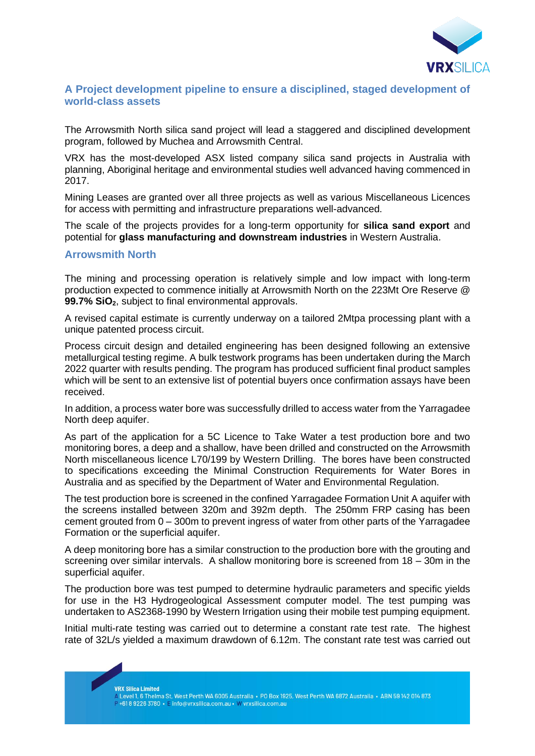## A Project development pipeline to ensure a disciplined, staged development of world-class assets

The Arrowsmith North silica sand project will lead a staggered and disciplined development program, followed by Muchea and Arrowsmith Central.

VRX has the most-developed ASX listed company silica sand projects in Australia with planning, Aboriginal heritage and environmental studies well advanced having commenced in 2017.

Mining Leases are granted over all three projects as well as various Miscellaneous Licences for access with permitting and infrastructure preparations well-advanced.

The scale of the projects provides for a long-term opportunity for **silica sand export** and potential for **glass manufacturing and downstream industries** in Western Australia.

### Arrowsmith North

The mining and processing operation is relatively simple and low impact with long-term production expected to commence initially at Arrowsmith North on the 223Mt Ore Reserve @ **99.7% $SiO_2$**, subject to final environmental approvals.

A revised capital estimate is currently underway on a tailored 2Mtpa processing plant with a unique patented process circuit.

Process circuit design and detailed engineering has been designed following an extensive metallurgical testing regime. A bulk testwork programs has been undertaken during the March 2022 quarter with results pending. The program has produced sufficient final product samples which will be sent to an extensive list of potential buyers once confirmation assays have been received.

In addition, a process water bore was successfully drilled to access water from the Yarragadee North deep aquifer.

As part of the application for a 5C Licence to Take Water a test production bore and two monitoring bores, a deep and a shallow, have been drilled and constructed on the Arrowsmith North miscellaneous licence L70/199 by Western Drilling. The bores have been constructed to specifications exceeding the Minimal Construction Requirements for Water Bores in Australia and as specified by the Department of Water and Environmental Regulation.

The test production bore is screened in the confined Yarragadee Formation Unit A aquifer with the screens installed between 320m and 392m depth. The 250mm FRP casing has been cement grouted from 0 – 300m to prevent ingress of water from other parts of the Yarragadee Formation or the superficial aquifer.

A deep monitoring bore has a similar construction to the production bore with the grouting and screening over similar intervals. A shallow monitoring bore is screened from 18 – 30m in the superficial aquifer.

The production bore was test pumped to determine hydraulic parameters and specific yields for use in the H3 Hydrogeological Assessment computer model. The test pumping was undertaken to AS2368-1990 by Western Irrigation using their mobile test pumping equipment.

Initial multi-rate testing was carried out to determine a constant rate test rate. The highest rate of 32L/s yielded a maximum drawdown of 6.12m. The constant rate test was carried out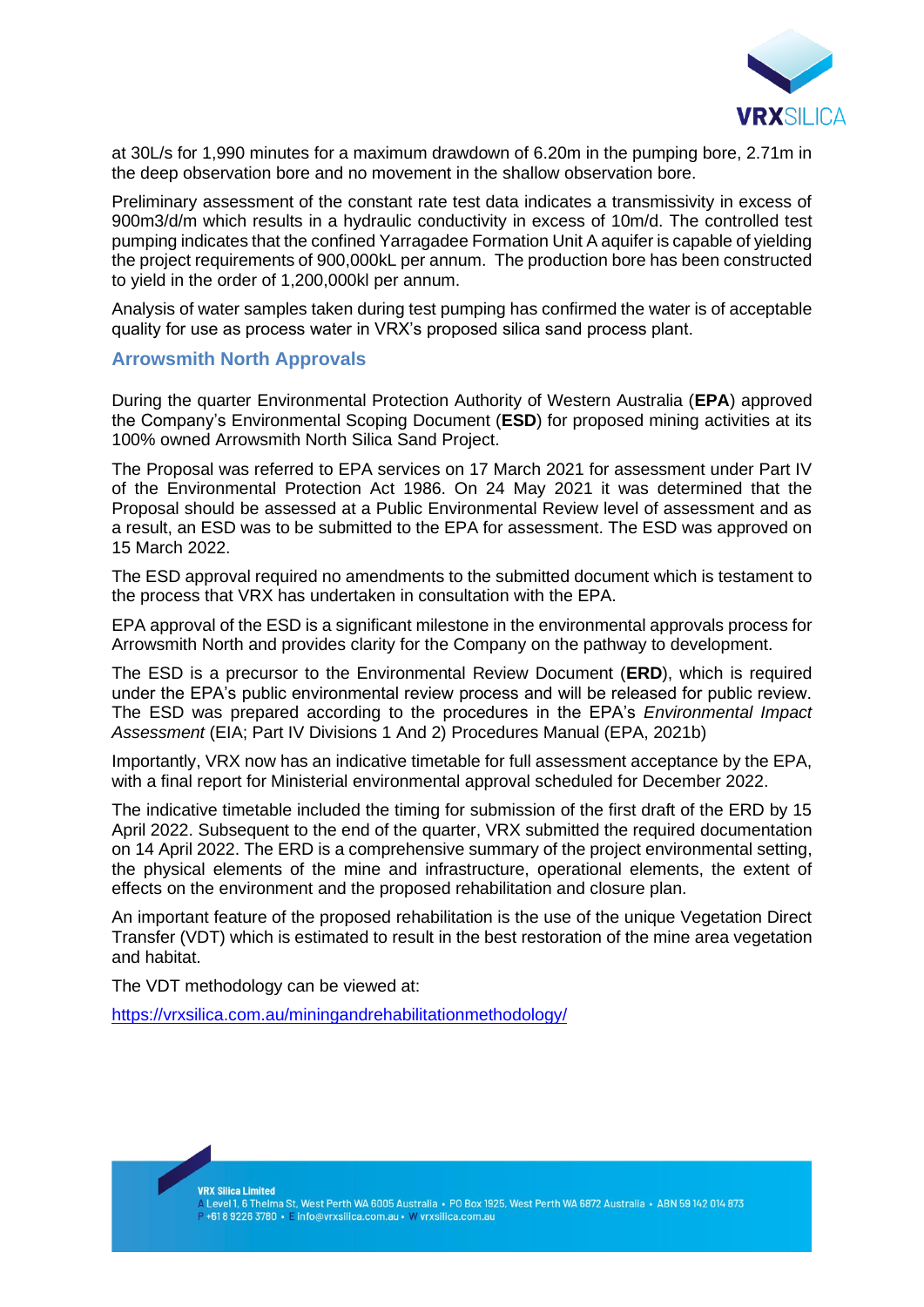at 30L/s for 1,990 minutes for a maximum drawdown of 6.20m in the pumping bore, 2.71m in the deep observation bore and no movement in the shallow observation bore.

Preliminary assessment of the constant rate test data indicates a transmissivity in excess of 900m3/d/m which results in a hydraulic conductivity in excess of 10m/d. The controlled test pumping indicates that the confined Yarragadee Formation Unit A aquifer is capable of yielding the project requirements of 900,000kL per annum. The production bore has been constructed to yield in the order of 1,200,000kl per annum.

Analysis of water samples taken during test pumping has confirmed the water is of acceptable quality for use as process water in VRX's proposed silica sand process plant.

## Arrowsmith North Approvals

During the quarter Environmental Protection Authority of Western Australia (**EPA**) approved the Company's Environmental Scoping Document (**ESD**) for proposed mining activities at its 100% owned Arrowsmith North Silica Sand Project.

The Proposal was referred to EPA services on 17 March 2021 for assessment under Part IV of the Environmental Protection Act 1986. On 24 May 2021 it was determined that the Proposal should be assessed at a Public Environmental Review level of assessment and as a result, an ESD was to be submitted to the EPA for assessment. The ESD was approved on 15 March 2022.

The ESD approval required no amendments to the submitted document which is testament to the process that VRX has undertaken in consultation with the EPA.

EPA approval of the ESD is a significant milestone in the environmental approvals process for Arrowsmith North and provides clarity for the Company on the pathway to development.

The ESD is a precursor to the Environmental Review Document (**ERD**), which is required under the EPA's public environmental review process and will be released for public review. The ESD was prepared according to the procedures in the EPA's *Environmental Impact Assessment* (EIA; Part IV Divisions 1 And 2) Procedures Manual (EPA, 2021b)

Importantly, VRX now has an indicative timetable for full assessment acceptance by the EPA, with a final report for Ministerial environmental approval scheduled for December 2022.

The indicative timetable included the timing for submission of the first draft of the ERD by 15 April 2022. Subsequent to the end of the quarter, VRX submitted the required documentation on 14 April 2022. The ERD is a comprehensive summary of the project environmental setting, the physical elements of the mine and infrastructure, operational elements, the extent of effects on the environment and the proposed rehabilitation and closure plan.

An important feature of the proposed rehabilitation is the use of the unique Vegetation Direct Transfer (VDT) which is estimated to result in the best restoration of the mine area vegetation and habitat.

The VDT methodology can be viewed at:

https://vrxsilica.com.au/miningandrehabilitationmethodology/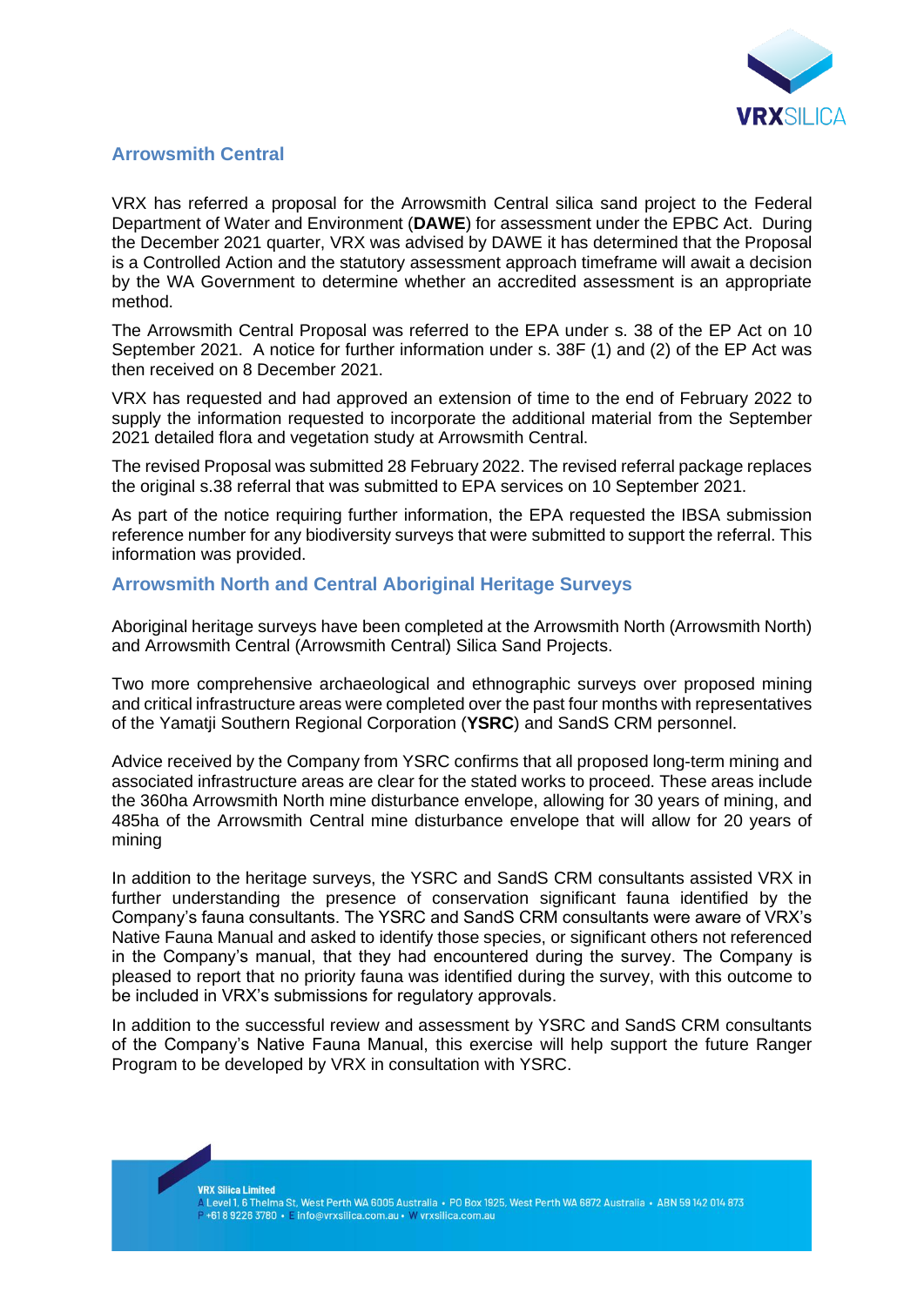## Arrowsmith Central

VRX has referred a proposal for the Arrowsmith Central silica sand project to the Federal Department of Water and Environment (**DAWE**) for assessment under the EPBC Act. During the December 2021 quarter, VRX was advised by DAWE it has determined that the Proposal is a Controlled Action and the statutory assessment approach timeframe will await a decision by the WA Government to determine whether an accredited assessment is an appropriate method.

The Arrowsmith Central Proposal was referred to the EPA under s. 38 of the EP Act on 10 September 2021. A notice for further information under s. 38F (1) and (2) of the EP Act was then received on 8 December 2021.

VRX has requested and had approved an extension of time to the end of February 2022 to supply the information requested to incorporate the additional material from the September 2021 detailed flora and vegetation study at Arrowsmith Central.

The revised Proposal was submitted 28 February 2022. The revised referral package replaces the original s.38 referral that was submitted to EPA services on 10 September 2021.

As part of the notice requiring further information, the EPA requested the IBSA submission reference number for any biodiversity surveys that were submitted to support the referral. This information was provided.

## Arrowsmith North and Central Aboriginal Heritage Surveys

Aboriginal heritage surveys have been completed at the Arrowsmith North (Arrowsmith North) and Arrowsmith Central (Arrowsmith Central) Silica Sand Projects.

Two more comprehensive archaeological and ethnographic surveys over proposed mining and critical infrastructure areas were completed over the past four months with representatives of the Yamatji Southern Regional Corporation (**YSRC**) and SandS CRM personnel.

Advice received by the Company from YSRC confirms that all proposed long-term mining and associated infrastructure areas are clear for the stated works to proceed. These areas include the 360ha Arrowsmith North mine disturbance envelope, allowing for 30 years of mining, and 485ha of the Arrowsmith Central mine disturbance envelope that will allow for 20 years of mining

In addition to the heritage surveys, the YSRC and SandS CRM consultants assisted VRX in further understanding the presence of conservation significant fauna identified by the Company's fauna consultants. The YSRC and SandS CRM consultants were aware of VRX's Native Fauna Manual and asked to identify those species, or significant others not referenced in the Company's manual, that they had encountered during the survey. The Company is pleased to report that no priority fauna was identified during the survey, with this outcome to be included in VRX's submissions for regulatory approvals.

In addition to the successful review and assessment by YSRC and SandS CRM consultants of the Company's Native Fauna Manual, this exercise will help support the future Ranger Program to be developed by VRX in consultation with YSRC.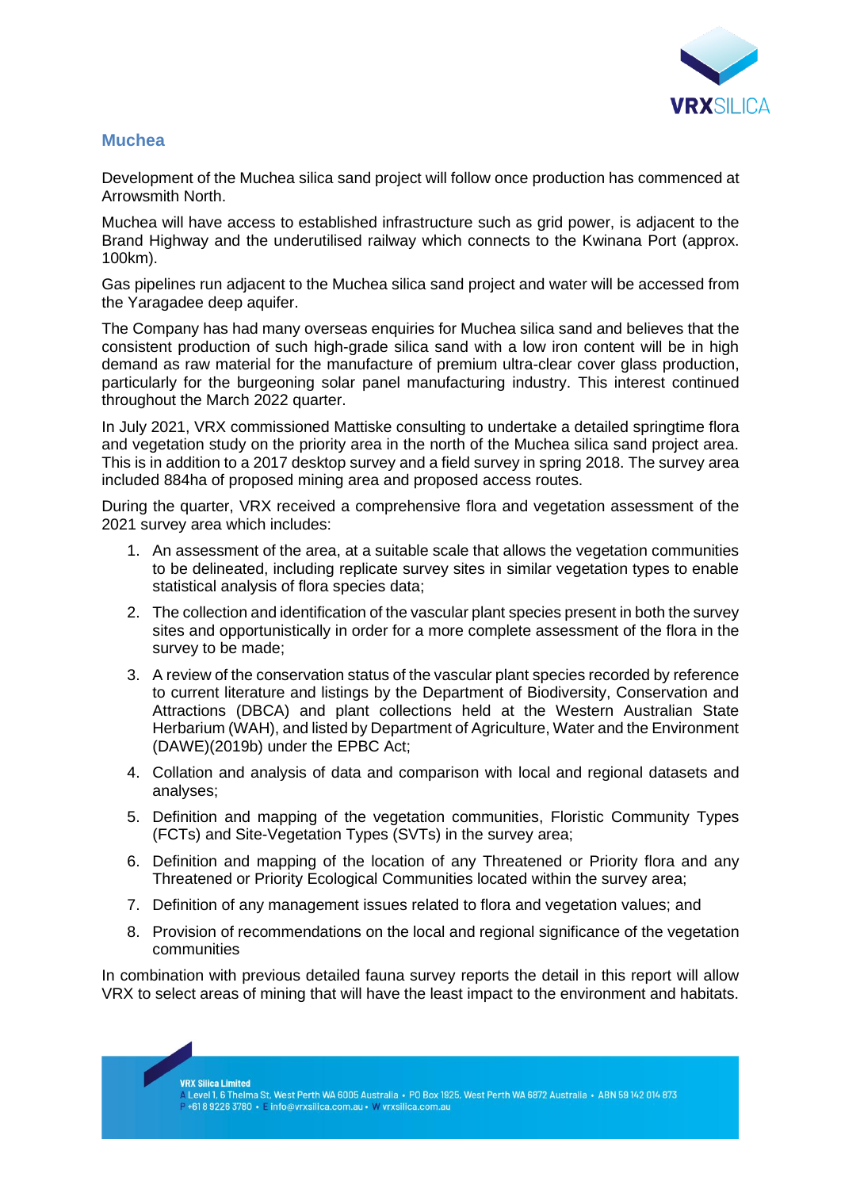## Muchea

Development of the Muchea silica sand project will follow once production has commenced at Arrowsmith North.

Muchea will have access to established infrastructure such as grid power, is adjacent to the Brand Highway and the underutilised railway which connects to the Kwinana Port (approx. 100km).

Gas pipelines run adjacent to the Muchea silica sand project and water will be accessed from the Yaragadee deep aquifer.

The Company has had many overseas enquiries for Muchea silica sand and believes that the consistent production of such high-grade silica sand with a low iron content will be in high demand as raw material for the manufacture of premium ultra-clear cover glass production, particularly for the burgeoning solar panel manufacturing industry. This interest continued throughout the March 2022 quarter.

In July 2021, VRX commissioned Mattiske consulting to undertake a detailed springtime flora and vegetation study on the priority area in the north of the Muchea silica sand project area. This is in addition to a 2017 desktop survey and a field survey in spring 2018. The survey area included 884ha of proposed mining area and proposed access routes.

During the quarter, VRX received a comprehensive flora and vegetation assessment of the 2021 survey area which includes:

1. An assessment of the area, at a suitable scale that allows the vegetation communities to be delineated, including replicate survey sites in similar vegetation types to enable statistical analysis of flora species data;
2. The collection and identification of the vascular plant species present in both the survey sites and opportunistically in order for a more complete assessment of the flora in the survey to be made;
3. A review of the conservation status of the vascular plant species recorded by reference to current literature and listings by the Department of Biodiversity, Conservation and Attractions (DBCA) and plant collections held at the Western Australian State Herbarium (WAH), and listed by Department of Agriculture, Water and the Environment (DAWE)(2019b) under the EPBC Act;
4. Collation and analysis of data and comparison with local and regional datasets and analyses;
5. Definition and mapping of the vegetation communities, Floristic Community Types (FCTs) and Site-Vegetation Types (SVTs) in the survey area;
6. Definition and mapping of the location of any Threatened or Priority flora and any Threatened or Priority Ecological Communities located within the survey area;
7. Definition of any management issues related to flora and vegetation values; and
8. Provision of recommendations on the local and regional significance of the vegetation communities

In combination with previous detailed fauna survey reports the detail in this report will allow VRX to select areas of mining that will have the least impact to the environment and habitats.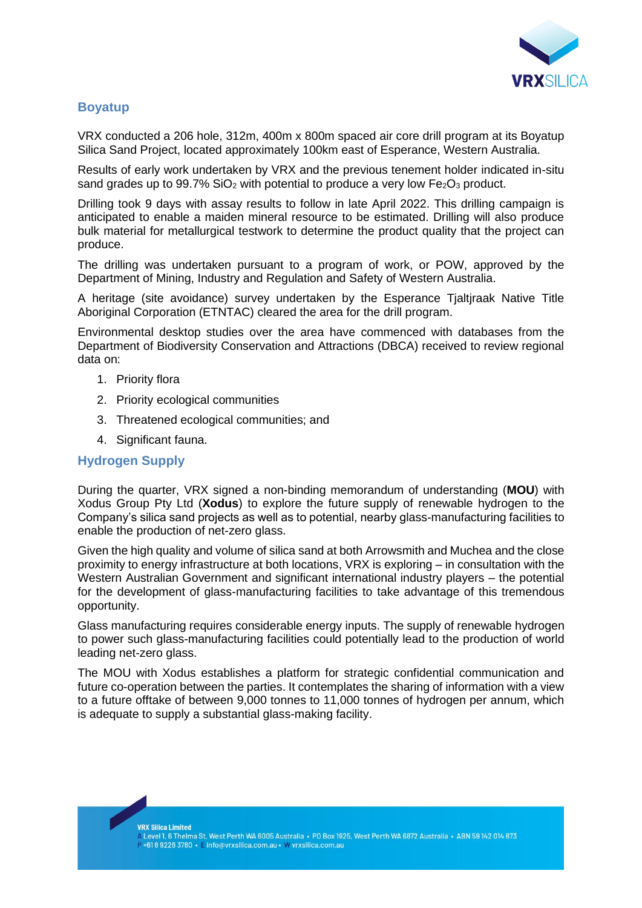## Boyatup

VRX conducted a 206 hole, 312m, 400m x 800m spaced air core drill program at its Boyatup Silica Sand Project, located approximately 100km east of Esperance, Western Australia.

Results of early work undertaken by VRX and the previous tenement holder indicated in-situ sand grades up to 99.7% $SiO_2$ with potential to produce a very low $Fe_2O_3$ product.

Drilling took 9 days with assay results to follow in late April 2022. This drilling campaign is anticipated to enable a maiden mineral resource to be estimated. Drilling will also produce bulk material for metallurgical testwork to determine the product quality that the project can produce.

The drilling was undertaken pursuant to a program of work, or POW, approved by the Department of Mining, Industry and Regulation and Safety of Western Australia.

A heritage (site avoidance) survey undertaken by the Esperance Tjaltjraak Native Title Aboriginal Corporation (ETNTAC) cleared the area for the drill program.

Environmental desktop studies over the area have commenced with databases from the Department of Biodiversity Conservation and Attractions (DBCA) received to review regional data on:

1. Priority flora
2. Priority ecological communities
3. Threatened ecological communities; and
4. Significant fauna.

## Hydrogen Supply

During the quarter, VRX signed a non-binding memorandum of understanding (**MOU**) with Xodus Group Pty Ltd (**Xodus**) to explore the future supply of renewable hydrogen to the Company's silica sand projects as well as to potential, nearby glass-manufacturing facilities to enable the production of net-zero glass.

Given the high quality and volume of silica sand at both Arrowsmith and Muchea and the close proximity to energy infrastructure at both locations, VRX is exploring – in consultation with the Western Australian Government and significant international industry players – the potential for the development of glass-manufacturing facilities to take advantage of this tremendous opportunity.

Glass manufacturing requires considerable energy inputs. The supply of renewable hydrogen to power such glass-manufacturing facilities could potentially lead to the production of world leading net-zero glass.

The MOU with Xodus establishes a platform for strategic confidential communication and future co-operation between the parties. It contemplates the sharing of information with a view to a future offtake of between 9,000 tonnes to 11,000 tonnes of hydrogen per annum, which is adequate to supply a substantial glass-making facility.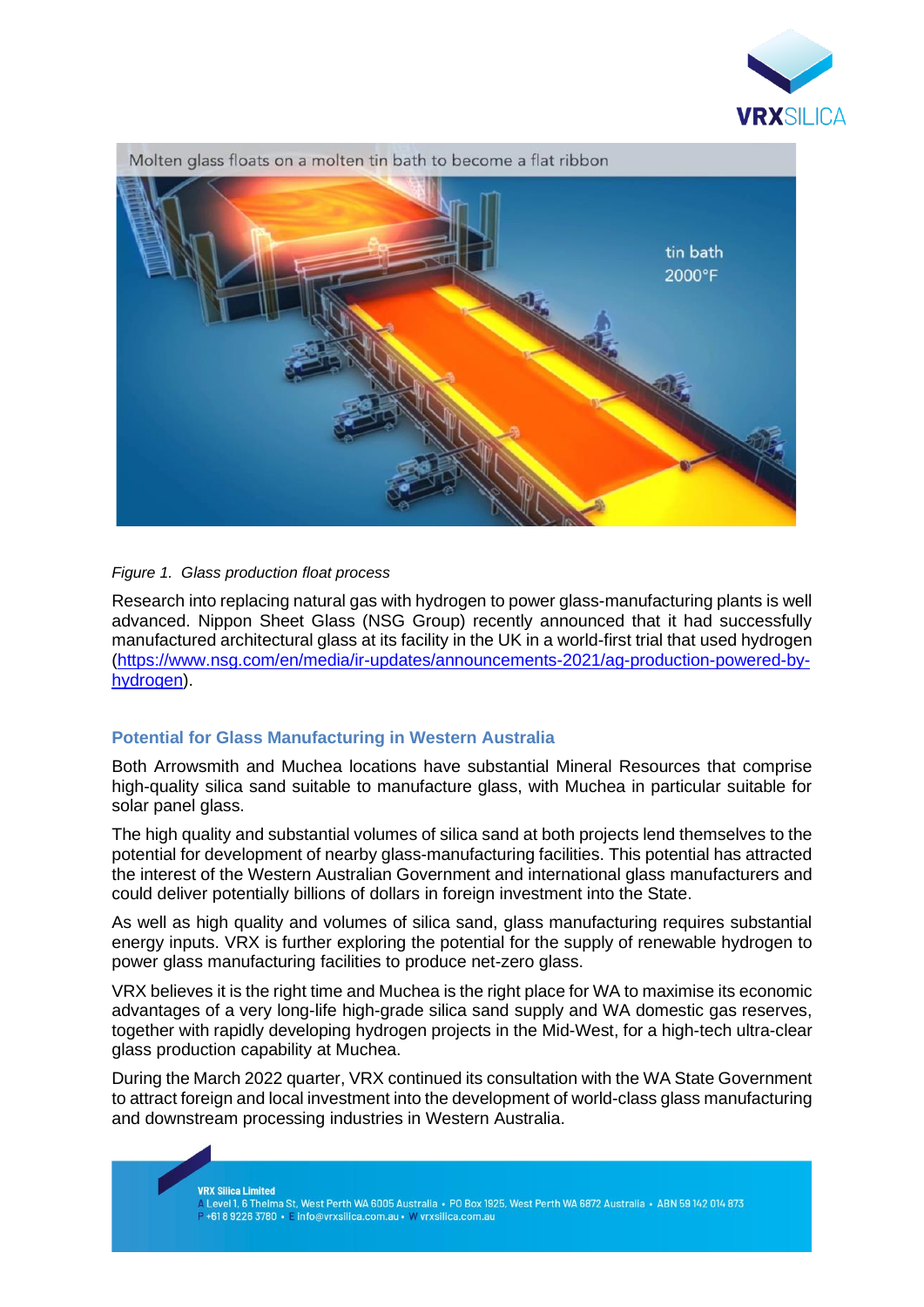*Figure 1. Glass production float process*

Research into replacing natural gas with hydrogen to power glass-manufacturing plants is well advanced. Nippon Sheet Glass (NSG Group) recently announced that it had successfully manufactured architectural glass at its facility in the UK in a world-first trial that used hydrogen (https://www.nsg.com/en/media/ir-updates/announcements-2021/ag-production-powered-by-hydrogen).

## Potential for Glass Manufacturing in Western Australia

Both Arrowsmith and Muchea locations have substantial Mineral Resources that comprise high-quality silica sand suitable to manufacture glass, with Muchea in particular suitable for solar panel glass.

The high quality and substantial volumes of silica sand at both projects lend themselves to the potential for development of nearby glass-manufacturing facilities. This potential has attracted the interest of the Western Australian Government and international glass manufacturers and could deliver potentially billions of dollars in foreign investment into the State.

As well as high quality and volumes of silica sand, glass manufacturing requires substantial energy inputs. VRX is further exploring the potential for the supply of renewable hydrogen to power glass manufacturing facilities to produce net-zero glass.

VRX believes it is the right time and Muchea is the right place for WA to maximise its economic advantages of a very long-life high-grade silica sand supply and WA domestic gas reserves, together with rapidly developing hydrogen projects in the Mid-West, for a high-tech ultra-clear glass production capability at Muchea.

During the March 2022 quarter, VRX continued its consultation with the WA State Government to attract foreign and local investment into the development of world-class glass manufacturing and downstream processing industries in Western Australia.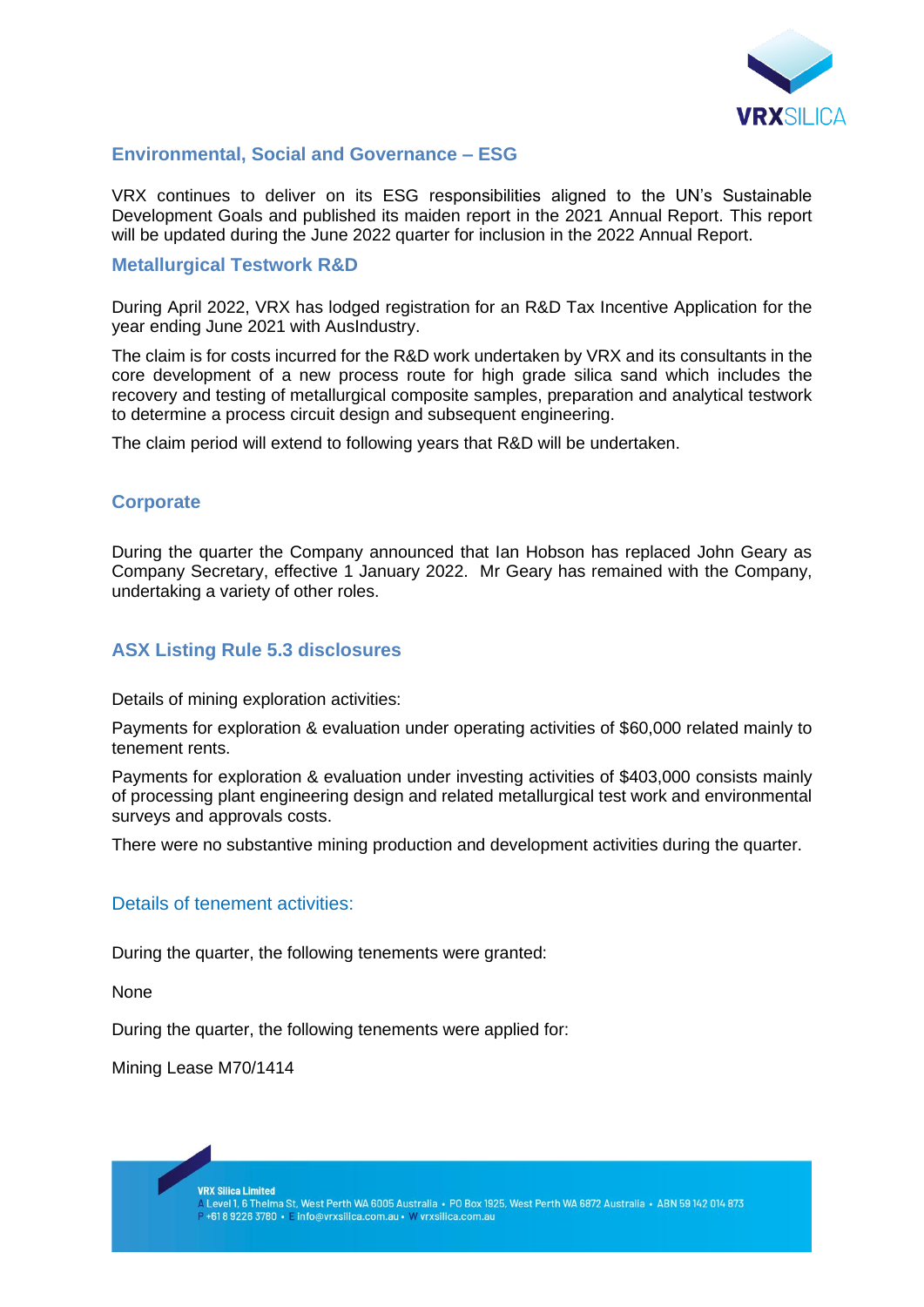## Environmental, Social and Governance – ESG

VRX continues to deliver on its ESG responsibilities aligned to the UN's Sustainable Development Goals and published its maiden report in the 2021 Annual Report. This report will be updated during the June 2022 quarter for inclusion in the 2022 Annual Report.

## Metallurgical Testwork R&D

During April 2022, VRX has lodged registration for an R&D Tax Incentive Application for the year ending June 2021 with AusIndustry.

The claim is for costs incurred for the R&D work undertaken by VRX and its consultants in the core development of a new process route for high grade silica sand which includes the recovery and testing of metallurgical composite samples, preparation and analytical testwork to determine a process circuit design and subsequent engineering.

The claim period will extend to following years that R&D will be undertaken.

## Corporate

During the quarter the Company announced that Ian Hobson has replaced John Geary as Company Secretary, effective 1 January 2022. Mr Geary has remained with the Company, undertaking a variety of other roles.

## ASX Listing Rule 5.3 disclosures

Details of mining exploration activities:

Payments for exploration & evaluation under operating activities of $60,000 related mainly to tenement rents.

Payments for exploration & evaluation under investing activities of $403,000 consists mainly of processing plant engineering design and related metallurgical test work and environmental surveys and approvals costs.

There were no substantive mining production and development activities during the quarter.

## Details of tenement activities:

During the quarter, the following tenements were granted:

None

During the quarter, the following tenements were applied for:

Mining Lease M70/1414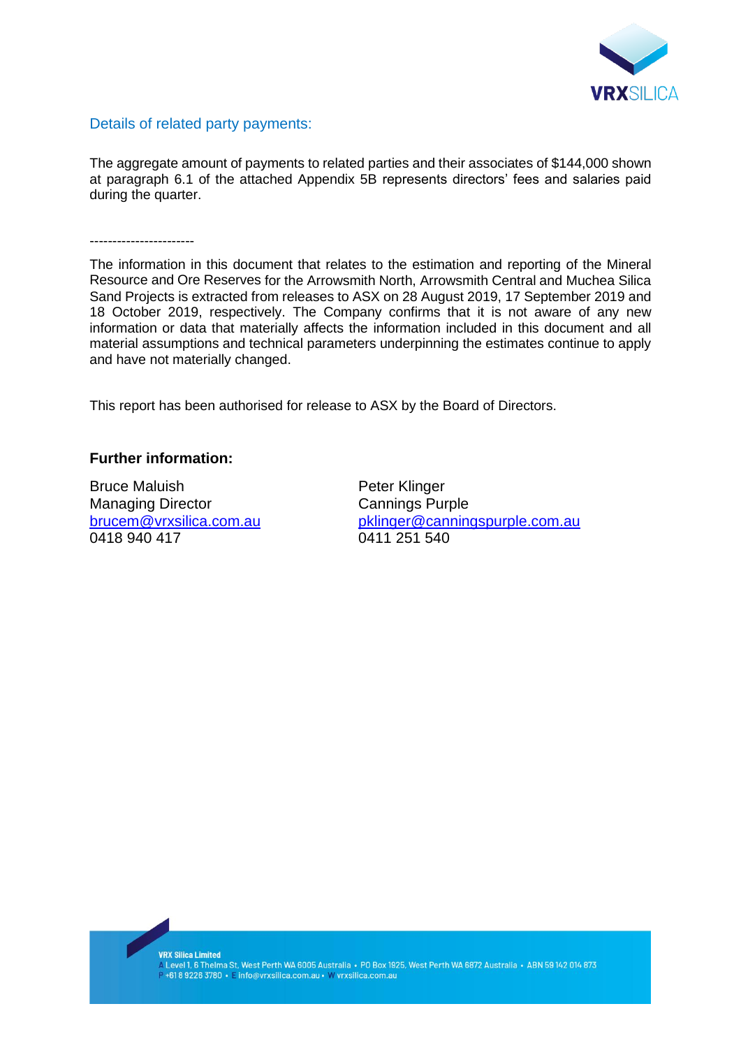## Details of related party payments:

The aggregate amount of payments to related parties and their associates of $144,000 shown at paragraph 6.1 of the attached Appendix 5B represents directors' fees and salaries paid during the quarter.

-----------------------

The information in this document that relates to the estimation and reporting of the Mineral Resource and Ore Reserves for the Arrowsmith North, Arrowsmith Central and Muchea Silica Sand Projects is extracted from releases to ASX on 28 August 2019, 17 September 2019 and 18 October 2019, respectively. The Company confirms that it is not aware of any new information or data that materially affects the information included in this document and all material assumptions and technical parameters underpinning the estimates continue to apply and have not materially changed.

This report has been authorised for release to ASX by the Board of Directors.

**Further information:**

Bruce Maluish
Managing Director
brucem@vrxsilica.com.au
0418 940 417

Peter Klinger
Cannings Purple
pklinger@canningspurple.com.au
0411 251 540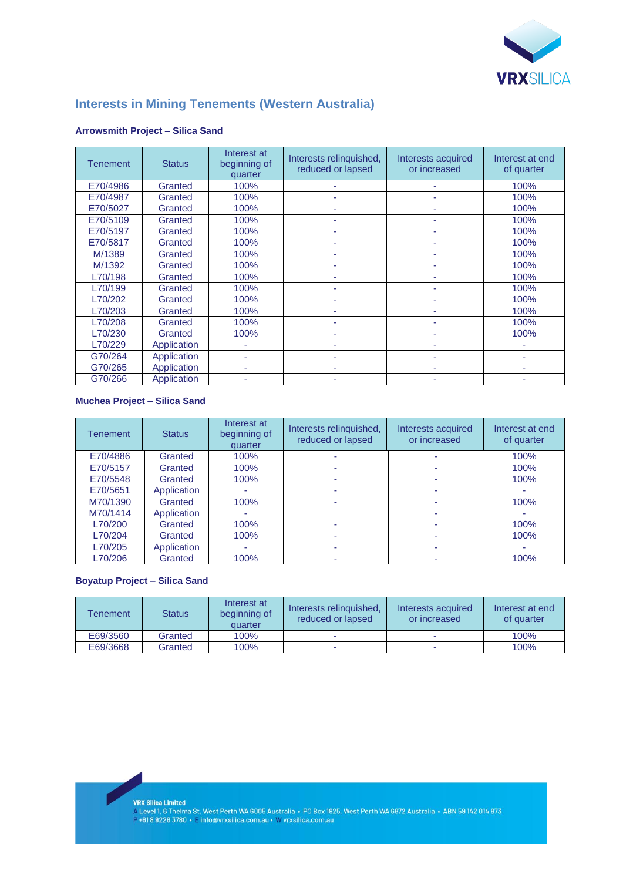## Interests in Mining Tenements (Western Australia)

### Arrowsmith Project – Silica Sand

| Tenement | Status | Interest at beginning of quarter | Interests relinquished, reduced or lapsed | Interests acquired or increased | Interest at end of quarter |
|---|---|---|---|---|---|
| E70/4986 | Granted | 100% | - | - | 100% |
| E70/4987 | Granted | 100% | - | - | 100% |
| E70/5027 | Granted | 100% | - | - | 100% |
| E70/5109 | Granted | 100% | - | - | 100% |
| E70/5197 | Granted | 100% | - | - | 100% |
| E70/5817 | Granted | 100% | - | - | 100% |
| M/1389 | Granted | 100% | - | - | 100% |
| M/1392 | Granted | 100% | - | - | 100% |
| L70/198 | Granted | 100% | - | - | 100% |
| L70/199 | Granted | 100% | - | - | 100% |
| L70/202 | Granted | 100% | - | - | 100% |
| L70/203 | Granted | 100% | - | - | 100% |
| L70/208 | Granted | 100% | - | - | 100% |
| L70/230 | Granted | 100% | - | - | 100% |
| L70/229 | Application | - | - | - | - |
| G70/264 | Application | - | - | - | - |
| G70/265 | Application | - | - | - | - |
| G70/266 | Application | - | - | - | - |

### Muchea Project – Silica Sand

| Tenement | Status | Interest at beginning of quarter | Interests relinquished, reduced or lapsed | Interests acquired or increased | Interest at end of quarter |
|---|---|---|---|---|---|
| E70/4886 | Granted | 100% | - | - | 100% |
| E70/5157 | Granted | 100% | - | - | 100% |
| E70/5548 | Granted | 100% | - | - | 100% |
| E70/5651 | Application | - | - | - | - |
| M70/1390 | Granted | 100% | - | - | 100% |
| M70/1414 | Application | - | | - | - |
| L70/200 | Granted | 100% | - | - | 100% |
| L70/204 | Granted | 100% | - | - | 100% |
| L70/205 | Application | - | - | - | - |
| L70/206 | Granted | 100% | - | - | 100% |

### Boyatup Project – Silica Sand

| Tenement | Status | Interest at beginning of quarter | Interests relinquished, reduced or lapsed | Interests acquired or increased | Interest at end of quarter |
|---|---|---|---|---|---|
| E69/3560 | Granted | 100% | - | - | 100% |
| E69/3668 | Granted | 100% | - | - | 100% |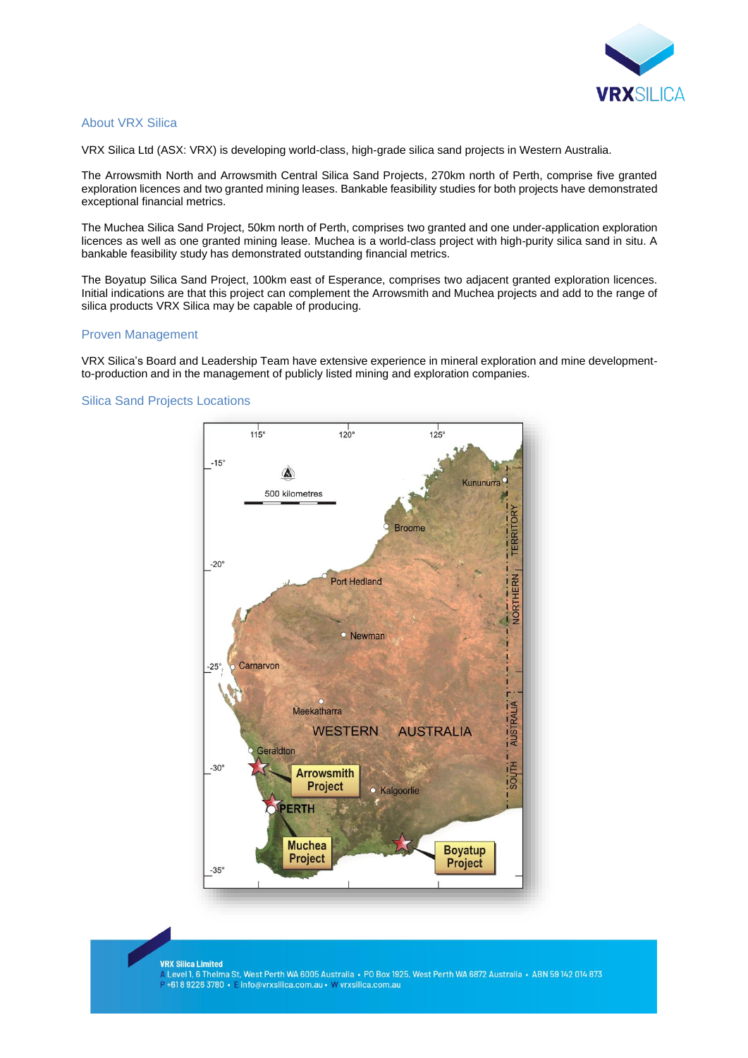## About VRX Silica

VRX Silica Ltd (ASX: VRX) is developing world-class, high-grade silica sand projects in Western Australia.

The Arrowsmith North and Arrowsmith Central Silica Sand Projects, 270km north of Perth, comprise five granted exploration licences and two granted mining leases. Bankable feasibility studies for both projects have demonstrated exceptional financial metrics.

The Muchea Silica Sand Project, 50km north of Perth, comprises two granted and one under-application exploration licences as well as one granted mining lease. Muchea is a world-class project with high-purity silica sand in situ. A bankable feasibility study has demonstrated outstanding financial metrics.

The Boyatup Silica Sand Project, 100km east of Esperance, comprises two adjacent granted exploration licences. Initial indications are that this project can complement the Arrowsmith and Muchea projects and add to the range of silica products VRX Silica may be capable of producing.

## Proven Management

VRX Silica's Board and Leadership Team have extensive experience in mineral exploration and mine development-to-production and in the management of publicly listed mining and exploration companies.

## Silica Sand Projects Locations

**VRX Silica Limited**
A Level 1, 6 Thelma St, West Perth WA 6005 Australia • PO Box 1925, West Perth WA 6872 Australia • ABN 59 142 014 873
P +61 8 9226 3780 • E info@vrxsilica.com.au • W vrxsilica.com.au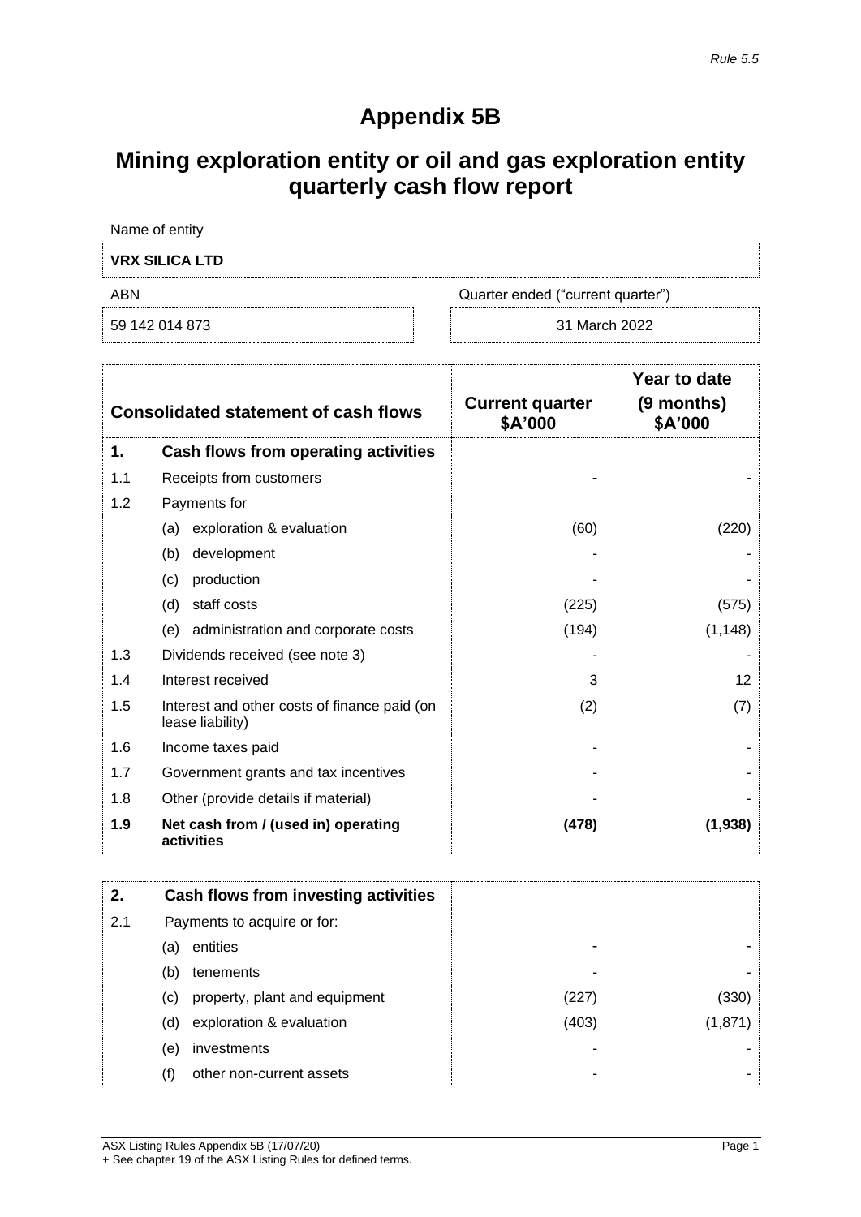*Rule 5.5*

# Appendix 5B

## Mining exploration entity or oil and gas exploration entity quarterly cash flow report

Name of entity

| VRX SILICA LTD |
|---|

| ABN | Quarter ended ("current quarter") |
|---|---|
| 59 142 014 873 | 31 March 2022 |

| | **Consolidated statement of cash flows** | **Current quarter $A'000** | **Year to date (9 months) $A'000** |
|---|---|---|---|
| **1.** | **Cash flows from operating activities** | | |
| 1.1 | Receipts from customers | - | - |
| 1.2 | Payments for | | |
| | (a) exploration & evaluation | (60) | (220) |
| | (b) development | - | - |
| | (c) production | - | - |
| | (d) staff costs | (225) | (575) |
| | (e) administration and corporate costs | (194) | (1,148) |
| 1.3 | Dividends received (see note 3) | - | - |
| 1.4 | Interest received | 3 | 12 |
| 1.5 | Interest and other costs of finance paid (on lease liability) | (2) | (7) |
| 1.6 | Income taxes paid | - | - |
| 1.7 | Government grants and tax incentives | - | - |
| 1.8 | Other (provide details if material) | - | - |
| **1.9** | **Net cash from / (used in) operating activities** | **(478)** | **(1,938)** |

| | | | |
|---|---|---|---|
| **2.** | **Cash flows from investing activities** | | |
| 2.1 | Payments to acquire or for: | | |
| | (a) entities | - | - |
| | (b) tenements | - | - |
| | (c) property, plant and equipment | (227) | (330) |
| | (d) exploration & evaluation | (403) | (1,871) |
| | (e) investments | - | - |
| | (f) other non-current assets | - | - |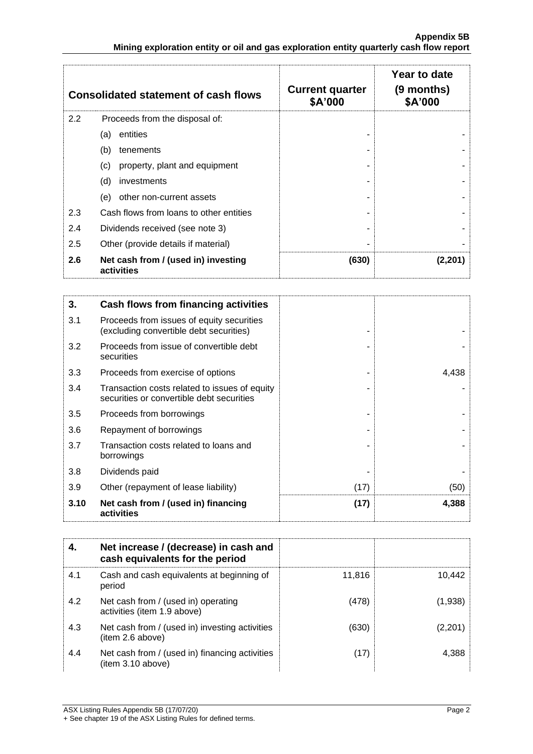| Consolidated statement of cash flows | | Current quarter $A'000 | Year to date (9 months) $A'000 |
|---|---|---|---|
| 2.2 | Proceeds from the disposal of: | | |
| | (a) entities | - | - |
| | (b) tenements | - | - |
| | (c) property, plant and equipment | - | - |
| | (d) investments | - | - |
| | (e) other non-current assets | - | - |
| 2.3 | Cash flows from loans to other entities | - | - |
| 2.4 | Dividends received (see note 3) | - | - |
| 2.5 | Other (provide details if material) | - | - |
| **2.6** | **Net cash from / (used in) investing activities** | **(630)** | **(2,201)** |

| **3.** | **Cash flows from financing activities** | | |
|---|---|---|---|
| 3.1 | Proceeds from issues of equity securities (excluding convertible debt securities) | - | - |
| 3.2 | Proceeds from issue of convertible debt securities | - | - |
| 3.3 | Proceeds from exercise of options | - | 4,438 |
| 3.4 | Transaction costs related to issues of equity securities or convertible debt securities | - | - |
| 3.5 | Proceeds from borrowings | - | - |
| 3.6 | Repayment of borrowings | - | - |
| 3.7 | Transaction costs related to loans and borrowings | - | - |
| 3.8 | Dividends paid | - | - |
| 3.9 | Other (repayment of lease liability) | (17) | (50) |
| **3.10** | **Net cash from / (used in) financing activities** | **(17)** | **4,388** |

| **4.** | **Net increase / (decrease) in cash and cash equivalents for the period** | | |
|---|---|---|---|
| 4.1 | Cash and cash equivalents at beginning of period | 11,816 | 10,442 |
| 4.2 | Net cash from / (used in) operating activities (item 1.9 above) | (478) | (1,938) |
| 4.3 | Net cash from / (used in) investing activities (item 2.6 above) | (630) | (2,201) |
| 4.4 | Net cash from / (used in) financing activities (item 3.10 above) | (17) | 4,388 |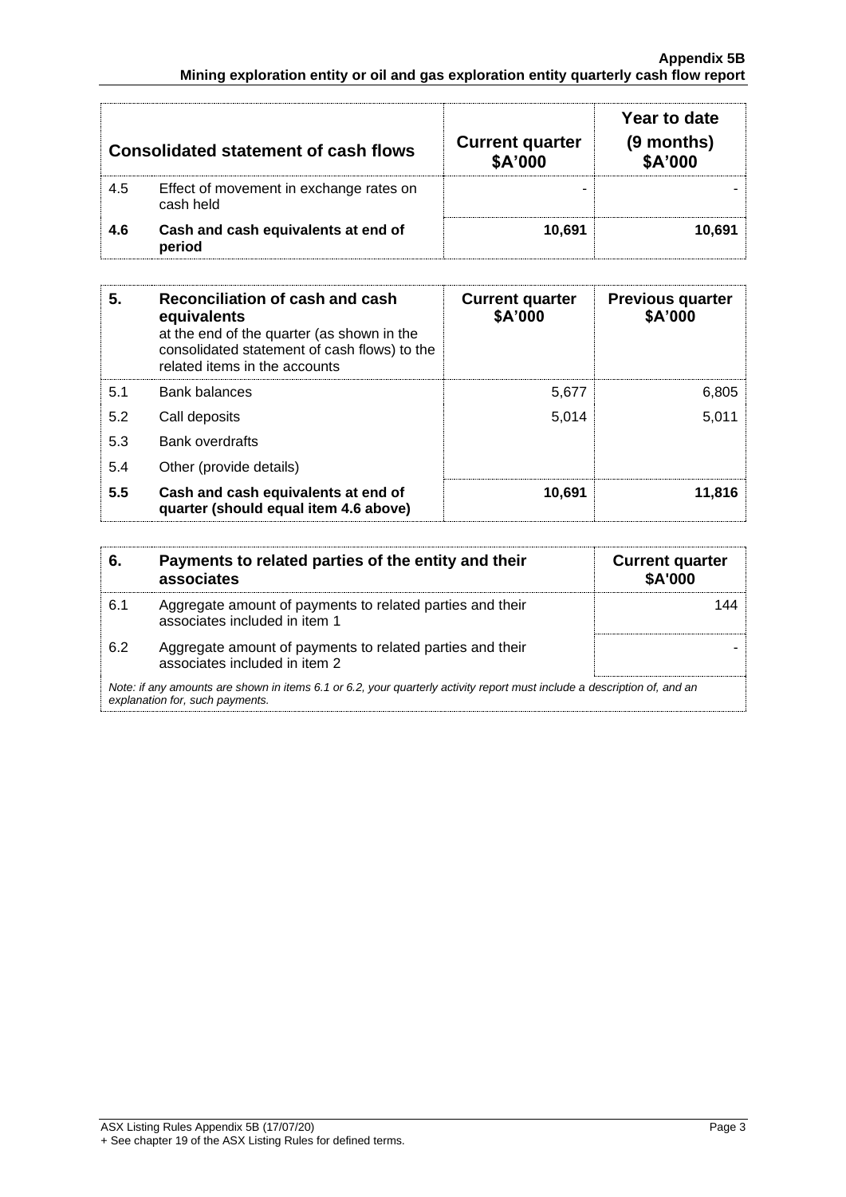| Consolidated statement of cash flows | | Current quarter $A'000 | Year to date (9 months) $A'000 |
|---|---|---|---|
| 4.5 | Effect of movement in exchange rates on cash held | - | - |
| **4.6** | **Cash and cash equivalents at end of period** | **10,691** | **10,691** |

| **5.** | **Reconciliation of cash and cash equivalents** at the end of the quarter (as shown in the consolidated statement of cash flows) to the related items in the accounts | **Current quarter $A'000** | **Previous quarter $A'000** |
|---|---|---|---|
| 5.1 | Bank balances | 5,677 | 6,805 |
| 5.2 | Call deposits | 5,014 | 5,011 |
| 5.3 | Bank overdrafts | | |
| 5.4 | Other (provide details) | | |
| **5.5** | **Cash and cash equivalents at end of quarter (should equal item 4.6 above)** | **10,691** | **11,816** |

| **6.** | **Payments to related parties of the entity and their associates** | **Current quarter $A'000** |
|---|---|---|
| 6.1 | Aggregate amount of payments to related parties and their associates included in item 1 | 144 |
| 6.2 | Aggregate amount of payments to related parties and their associates included in item 2 | - |

*Note: if any amounts are shown in items 6.1 or 6.2, your quarterly activity report must include a description of, and an explanation for, such payments.*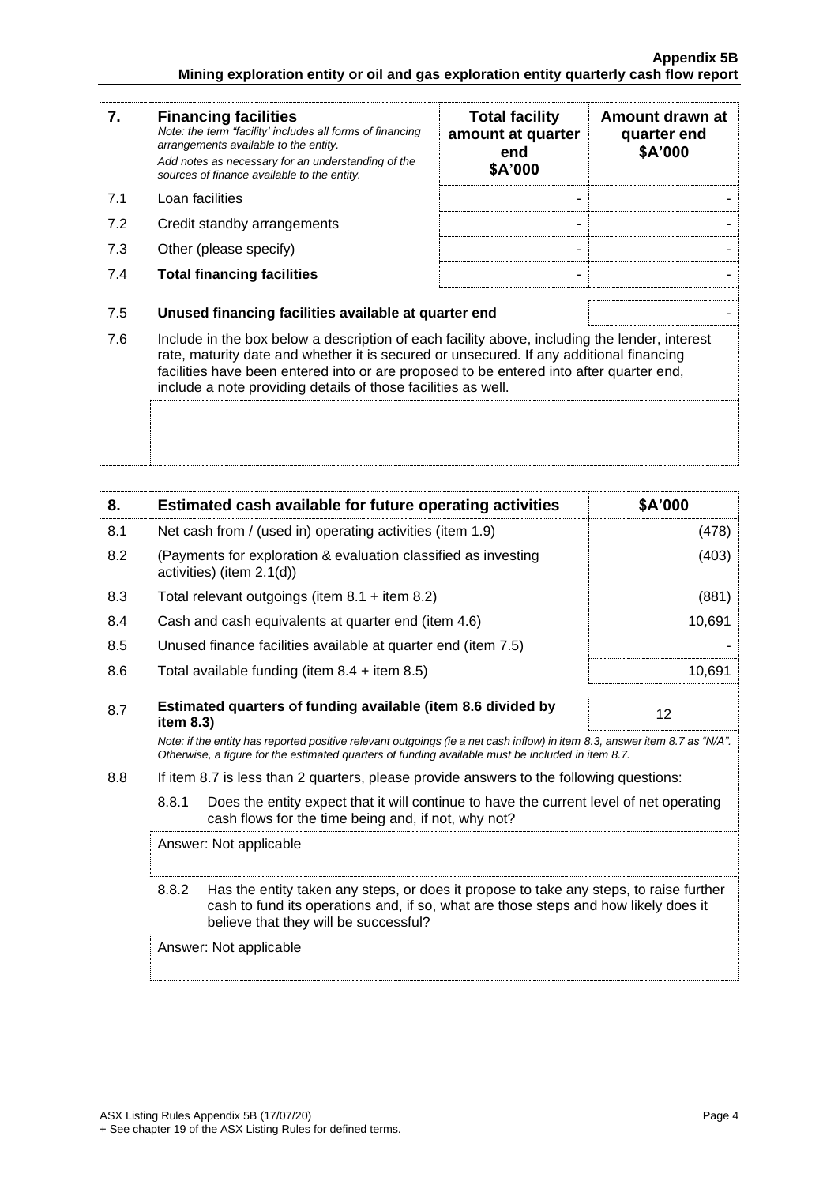| 7. | **Financing facilities**<br>*Note: the term "facility' includes all forms of financing arrangements available to the entity.*<br>*Add notes as necessary for an understanding of the sources of finance available to the entity.* | **Total facility amount at quarter end**<br>**$A'000** | **Amount drawn at quarter end**<br>**$A'000** |
|---|---|---|---|
| 7.1 | Loan facilities | - | - |
| 7.2 | Credit standby arrangements | - | - |
| 7.3 | Other (please specify) | - | - |
| 7.4 | **Total financing facilities** | - | - |
| 7.5 | **Unused financing facilities available at quarter end** | | - |
| 7.6 | Include in the box below a description of each facility above, including the lender, interest rate, maturity date and whether it is secured or unsecured. If any additional financing facilities have been entered into or are proposed to be entered into after quarter end, include a note providing details of those facilities as well. | | |

| 8. | **Estimated cash available for future operating activities** | **$A'000** |
|---|---|---|
| 8.1 | Net cash from / (used in) operating activities (item 1.9) | (478) |
| 8.2 | (Payments for exploration & evaluation classified as investing activities) (item 2.1(d)) | (403) |
| 8.3 | Total relevant outgoings (item 8.1 + item 8.2) | (881) |
| 8.4 | Cash and cash equivalents at quarter end (item 4.6) | 10,691 |
| 8.5 | Unused finance facilities available at quarter end (item 7.5) | - |
| 8.6 | Total available funding (item 8.4 + item 8.5) | 10,691 |
| 8.7 | **Estimated quarters of funding available (item 8.6 divided by item 8.3)** | 12 |

*Note: if the entity has reported positive relevant outgoings (ie a net cash inflow) in item 8.3, answer item 8.7 as "N/A". Otherwise, a figure for the estimated quarters of funding available must be included in item 8.7.*

8.8 If item 8.7 is less than 2 quarters, please provide answers to the following questions:

8.8.1 Does the entity expect that it will continue to have the current level of net operating cash flows for the time being and, if not, why not?

Answer: Not applicable

8.8.2 Has the entity taken any steps, or does it propose to take any steps, to raise further cash to fund its operations and, if so, what are those steps and how likely does it believe that they will be successful?

Answer: Not applicable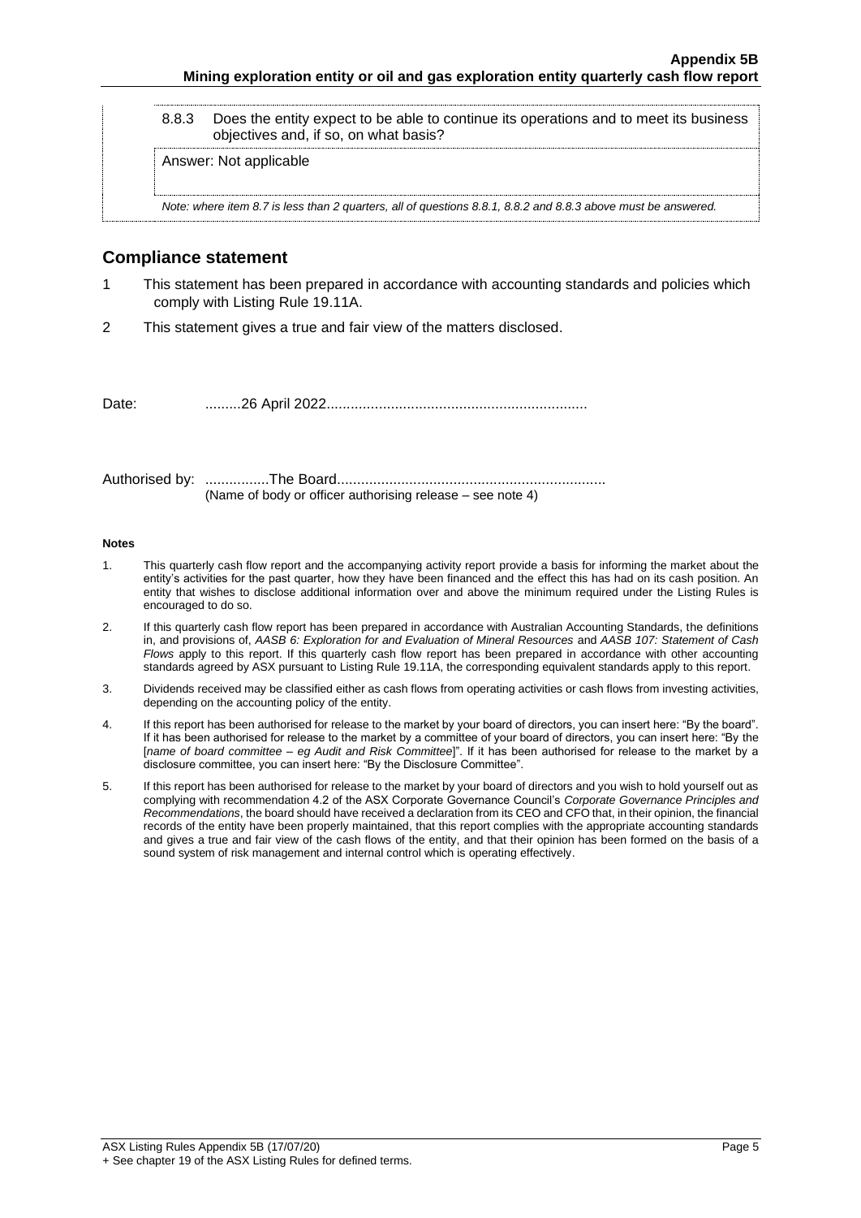8.8.3 Does the entity expect to be able to continue its operations and to meet its business objectives and, if so, on what basis?

Answer: Not applicable

*Note: where item 8.7 is less than 2 quarters, all of questions 8.8.1, 8.8.2 and 8.8.3 above must be answered.*

## Compliance statement

1 This statement has been prepared in accordance with accounting standards and policies which comply with Listing Rule 19.11A.

2 This statement gives a true and fair view of the matters disclosed.

Date: .........26 April 2022...............................................................

Authorised by: ................The Board..................................................................
(Name of body or officer authorising release – see note 4)

**Notes**

1. This quarterly cash flow report and the accompanying activity report provide a basis for informing the market about the entity's activities for the past quarter, how they have been financed and the effect this has had on its cash position. An entity that wishes to disclose additional information over and above the minimum required under the Listing Rules is encouraged to do so.
2. If this quarterly cash flow report has been prepared in accordance with Australian Accounting Standards, the definitions in, and provisions of, *AASB 6: Exploration for and Evaluation of Mineral Resources* and *AASB 107: Statement of Cash Flows* apply to this report. If this quarterly cash flow report has been prepared in accordance with other accounting standards agreed by ASX pursuant to Listing Rule 19.11A, the corresponding equivalent standards apply to this report.
3. Dividends received may be classified either as cash flows from operating activities or cash flows from investing activities, depending on the accounting policy of the entity.
4. If this report has been authorised for release to the market by your board of directors, you can insert here: "By the board". If it has been authorised for release to the market by a committee of your board of directors, you can insert here: "By the [*name of board committee – eg Audit and Risk Committee*]". If it has been authorised for release to the market by a disclosure committee, you can insert here: "By the Disclosure Committee".
5. If this report has been authorised for release to the market by your board of directors and you wish to hold yourself out as complying with recommendation 4.2 of the ASX Corporate Governance Council's *Corporate Governance Principles and Recommendations*, the board should have received a declaration from its CEO and CFO that, in their opinion, the financial records of the entity have been properly maintained, that this report complies with the appropriate accounting standards and gives a true and fair view of the cash flows of the entity, and that their opinion has been formed on the basis of a sound system of risk management and internal control which is operating effectively.